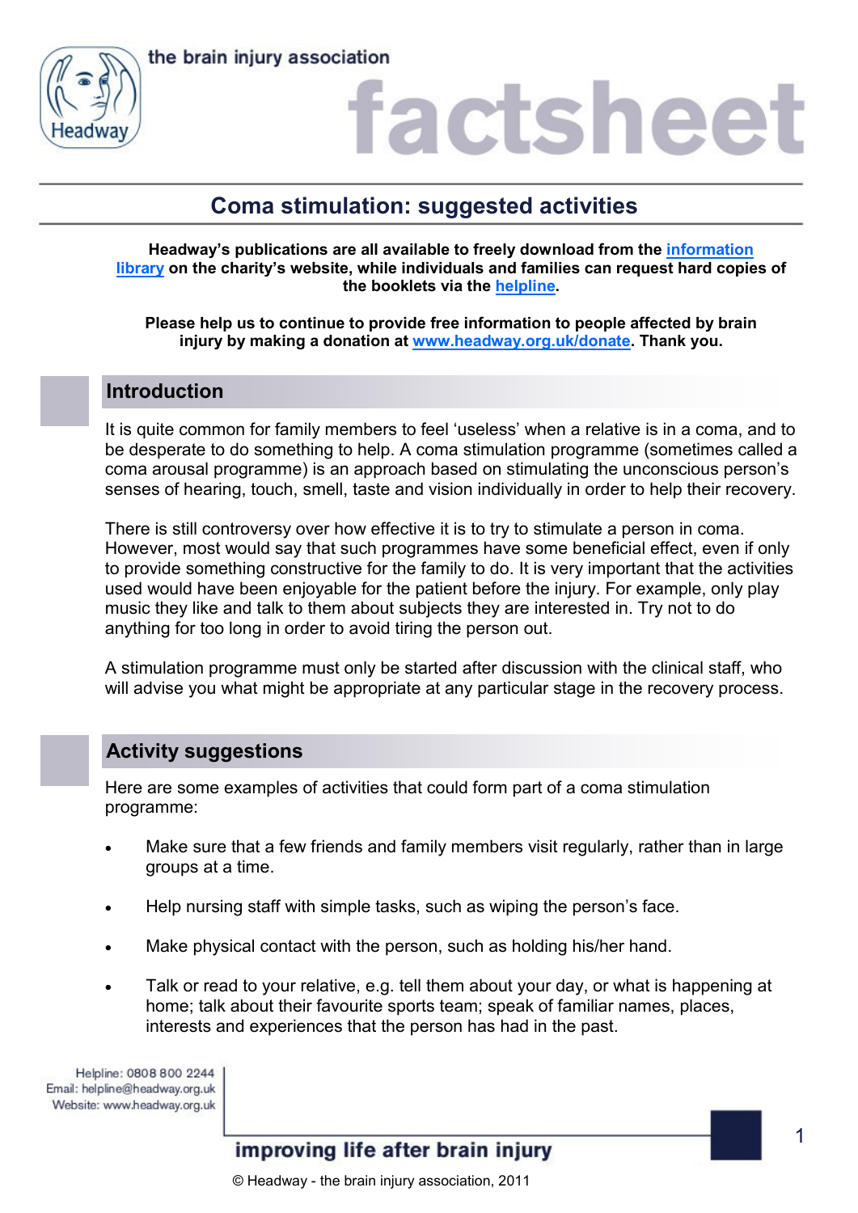the brain injury association

# factsheet

## Coma stimulation: suggested activities

**Headway's publications are all available to freely download from the [information library](#) on the charity's website, while individuals and families can request hard copies of the booklets via the [helpline](#).**

**Please help us to continue to provide free information to people affected by brain injury by making a donation at [www.headway.org.uk/donate](http://www.headway.org.uk/donate). Thank you.**

### Introduction

It is quite common for family members to feel 'useless' when a relative is in a coma, and to be desperate to do something to help. A coma stimulation programme (sometimes called a coma arousal programme) is an approach based on stimulating the unconscious person's senses of hearing, touch, smell, taste and vision individually in order to help their recovery.

There is still controversy over how effective it is to try to stimulate a person in coma. However, most would say that such programmes have some beneficial effect, even if only to provide something constructive for the family to do. It is very important that the activities used would have been enjoyable for the patient before the injury. For example, only play music they like and talk to them about subjects they are interested in. Try not to do anything for too long in order to avoid tiring the person out.

A stimulation programme must only be started after discussion with the clinical staff, who will advise you what might be appropriate at any particular stage in the recovery process.

### Activity suggestions

Here are some examples of activities that could form part of a coma stimulation programme:

- Make sure that a few friends and family members visit regularly, rather than in large groups at a time.
- Help nursing staff with simple tasks, such as wiping the person's face.
- Make physical contact with the person, such as holding his/her hand.
- Talk or read to your relative, e.g. tell them about your day, or what is happening at home; talk about their favourite sports team; speak of familiar names, places, interests and experiences that the person has had in the past.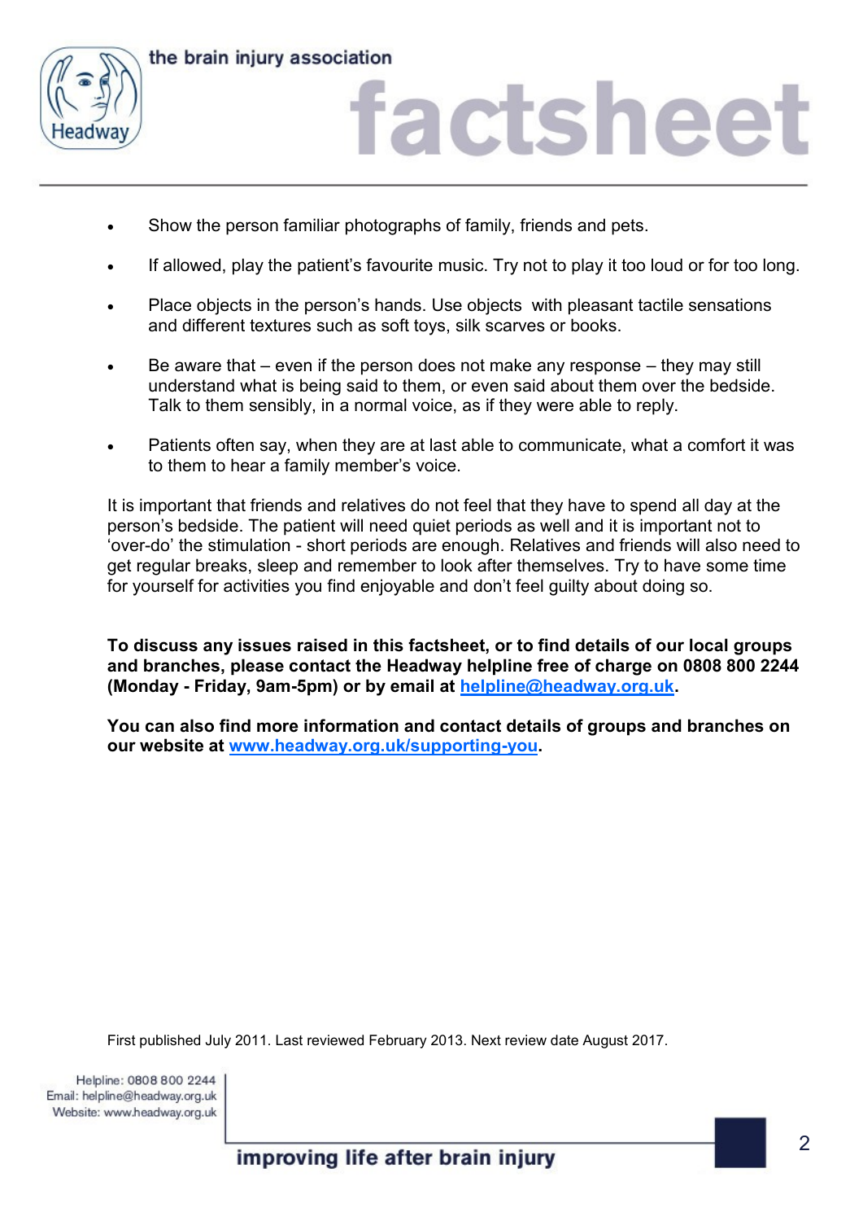- Show the person familiar photographs of family, friends and pets.
- If allowed, play the patient's favourite music. Try not to play it too loud or for too long.
- Place objects in the person's hands. Use objects with pleasant tactile sensations and different textures such as soft toys, silk scarves or books.
- Be aware that – even if the person does not make any response – they may still understand what is being said to them, or even said about them over the bedside. Talk to them sensibly, in a normal voice, as if they were able to reply.
- Patients often say, when they are at last able to communicate, what a comfort it was to them to hear a family member's voice.

It is important that friends and relatives do not feel that they have to spend all day at the person's bedside. The patient will need quiet periods as well and it is important not to 'over-do' the stimulation - short periods are enough. Relatives and friends will also need to get regular breaks, sleep and remember to look after themselves. Try to have some time for yourself for activities you find enjoyable and don't feel guilty about doing so.

**To discuss any issues raised in this factsheet, or to find details of our local groups and branches, please contact the Headway helpline free of charge on 0808 800 2244 (Monday - Friday, 9am-5pm) or by email at helpline@headway.org.uk.**

**You can also find more information and contact details of groups and branches on our website at www.headway.org.uk/supporting-you.**

First published July 2011. Last reviewed February 2013. Next review date August 2017.